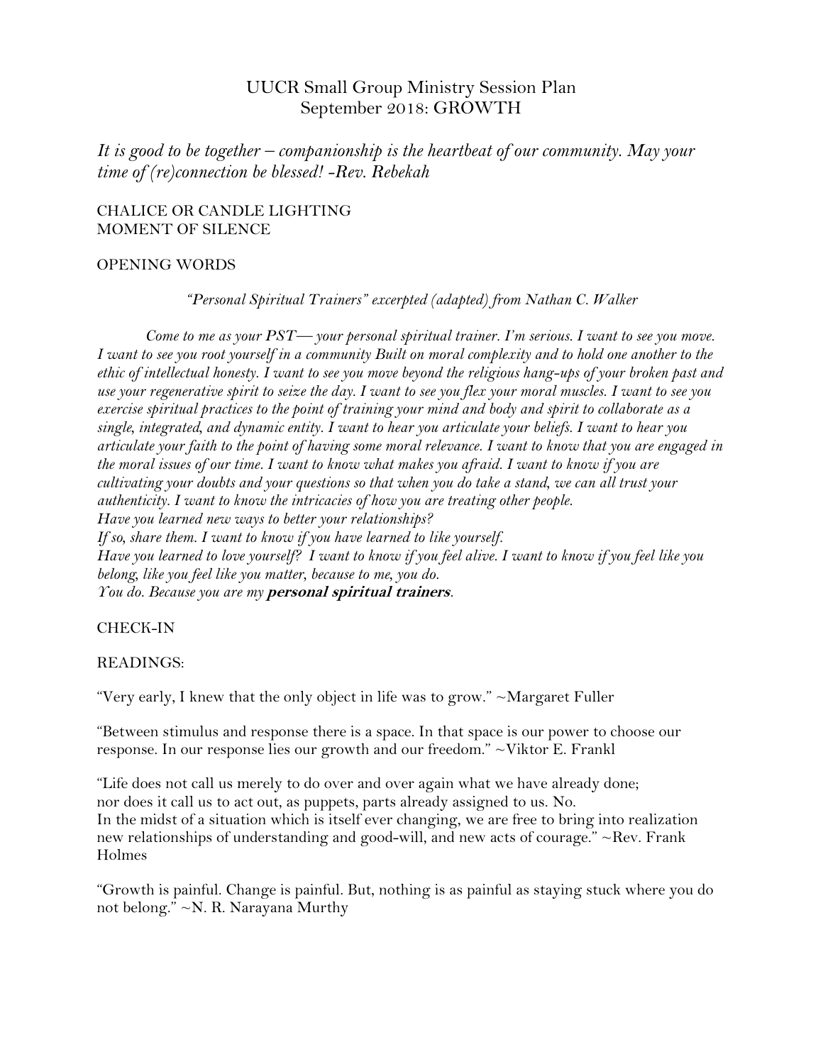# UUCR Small Group Ministry Session Plan
## September 2018: GROWTH

*It is good to be together – companionship is the heartbeat of our community. May your time of (re)connection be blessed! -Rev. Rebekah*

CHALICE OR CANDLE LIGHTING
MOMENT OF SILENCE

OPENING WORDS

*"Personal Spiritual Trainers" excerpted (adapted) from Nathan C. Walker*

*Come to me as your PST— your personal spiritual trainer. I'm serious. I want to see you move. I want to see you root yourself in a community Built on moral complexity and to hold one another to the ethic of intellectual honesty. I want to see you move beyond the religious hang-ups of your broken past and use your regenerative spirit to seize the day. I want to see you flex your moral muscles. I want to see you exercise spiritual practices to the point of training your mind and body and spirit to collaborate as a single, integrated, and dynamic entity. I want to hear you articulate your beliefs. I want to hear you articulate your faith to the point of having some moral relevance. I want to know that you are engaged in the moral issues of our time. I want to know what makes you afraid. I want to know if you are cultivating your doubts and your questions so that when you do take a stand, we can all trust your authenticity. I want to know the intricacies of how you are treating other people.*
*Have you learned new ways to better your relationships?*
*If so, share them. I want to know if you have learned to like yourself.*
*Have you learned to love yourself? I want to know if you feel alive. I want to know if you feel like you belong, like you feel like you matter, because to me, you do.*
*You do. Because you are my **personal spiritual trainers**.*

CHECK-IN

READINGS:

"Very early, I knew that the only object in life was to grow." ~Margaret Fuller

"Between stimulus and response there is a space. In that space is our power to choose our response. In our response lies our growth and our freedom." ~Viktor E. Frankl

"Life does not call us merely to do over and over again what we have already done;
nor does it call us to act out, as puppets, parts already assigned to us. No.
In the midst of a situation which is itself ever changing, we are free to bring into realization new relationships of understanding and good-will, and new acts of courage." ~Rev. Frank Holmes

"Growth is painful. Change is painful. But, nothing is as painful as staying stuck where you do not belong." ~N. R. Narayana Murthy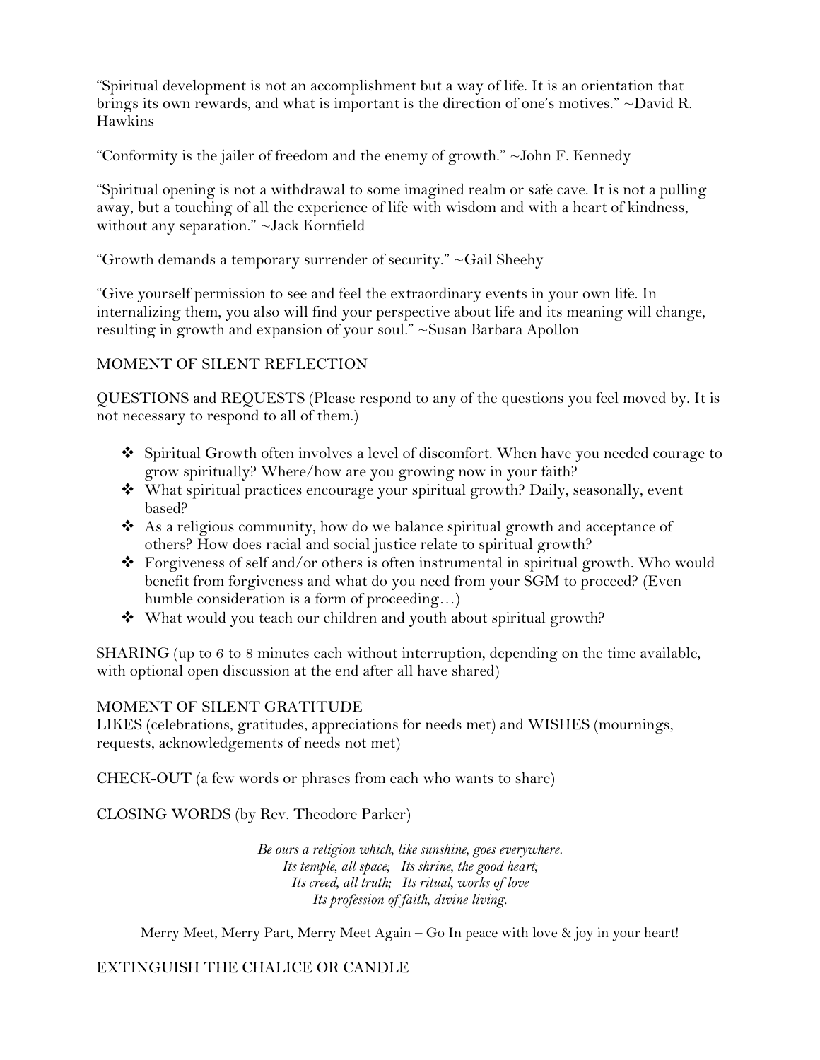"Spiritual development is not an accomplishment but a way of life. It is an orientation that brings its own rewards, and what is important is the direction of one's motives." ~David R. Hawkins

"Conformity is the jailer of freedom and the enemy of growth." ~John F. Kennedy

"Spiritual opening is not a withdrawal to some imagined realm or safe cave. It is not a pulling away, but a touching of all the experience of life with wisdom and with a heart of kindness, without any separation." ~Jack Kornfield

"Growth demands a temporary surrender of security." ~Gail Sheehy

"Give yourself permission to see and feel the extraordinary events in your own life. In internalizing them, you also will find your perspective about life and its meaning will change, resulting in growth and expansion of your soul." ~Susan Barbara Apollon

MOMENT OF SILENT REFLECTION

QUESTIONS and REQUESTS (Please respond to any of the questions you feel moved by. It is not necessary to respond to all of them.)

- Spiritual Growth often involves a level of discomfort. When have you needed courage to grow spiritually? Where/how are you growing now in your faith?
- What spiritual practices encourage your spiritual growth? Daily, seasonally, event based?
- As a religious community, how do we balance spiritual growth and acceptance of others? How does racial and social justice relate to spiritual growth?
- Forgiveness of self and/or others is often instrumental in spiritual growth. Who would benefit from forgiveness and what do you need from your SGM to proceed? (Even humble consideration is a form of proceeding…)
- What would you teach our children and youth about spiritual growth?

SHARING (up to 6 to 8 minutes each without interruption, depending on the time available, with optional open discussion at the end after all have shared)

MOMENT OF SILENT GRATITUDE

LIKES (celebrations, gratitudes, appreciations for needs met) and WISHES (mournings, requests, acknowledgements of needs not met)

CHECK-OUT (a few words or phrases from each who wants to share)

CLOSING WORDS (by Rev. Theodore Parker)

*Be ours a religion which, like sunshine, goes everywhere.*
*Its temple, all space; Its shrine, the good heart;*
*Its creed, all truth; Its ritual, works of love*
*Its profession of faith, divine living.*

Merry Meet, Merry Part, Merry Meet Again – Go In peace with love & joy in your heart!

EXTINGUISH THE CHALICE OR CANDLE